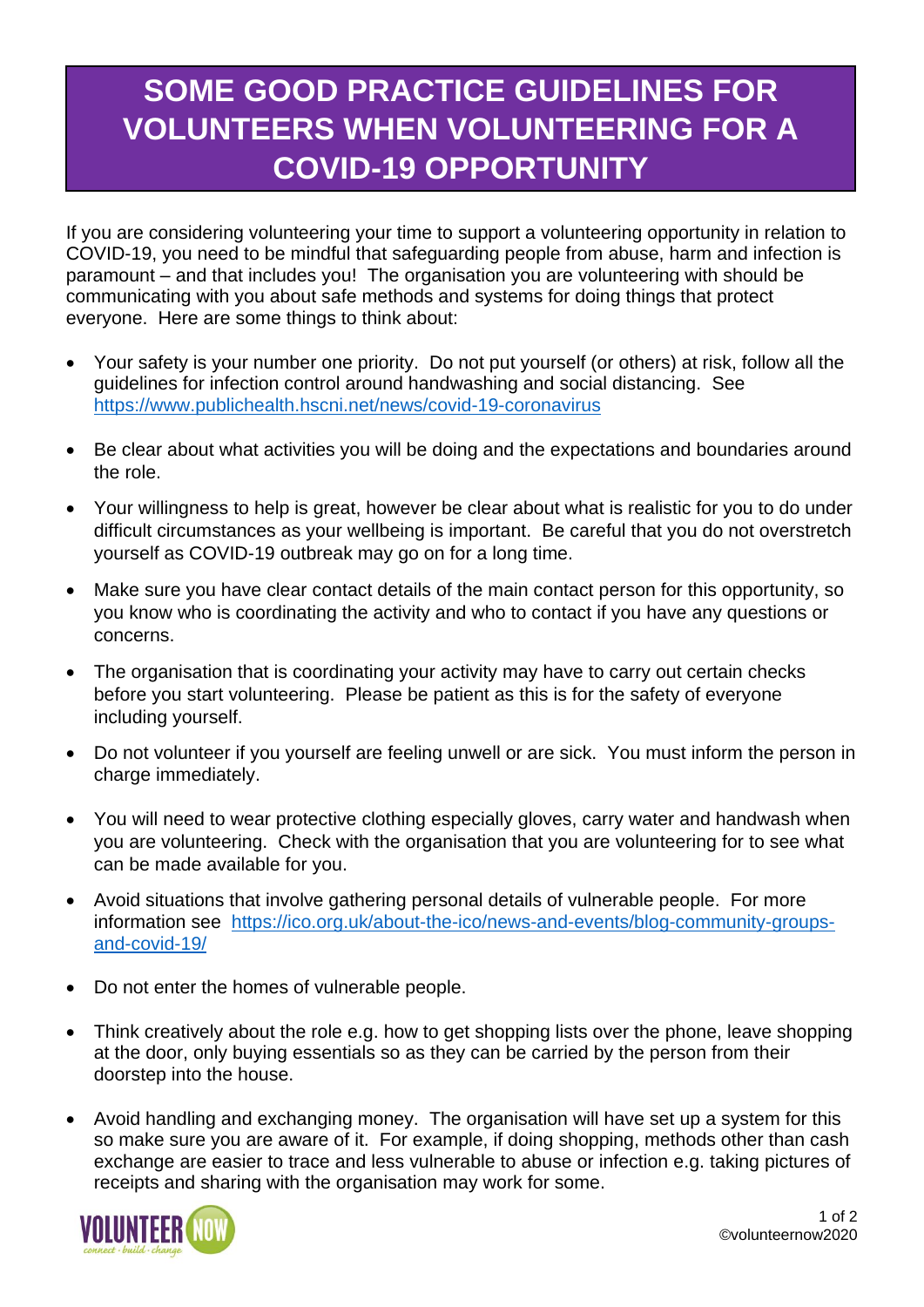# SOME GOOD PRACTICE GUIDELINES FOR VOLUNTEERS WHEN VOLUNTEERING FOR A COVID-19 OPPORTUNITY

If you are considering volunteering your time to support a volunteering opportunity in relation to COVID-19, you need to be mindful that safeguarding people from abuse, harm and infection is paramount – and that includes you! The organisation you are volunteering with should be communicating with you about safe methods and systems for doing things that protect everyone. Here are some things to think about:

- Your safety is your number one priority. Do not put yourself (or others) at risk, follow all the guidelines for infection control around handwashing and social distancing. See https://www.publichealth.hscni.net/news/covid-19-coronavirus
- Be clear about what activities you will be doing and the expectations and boundaries around the role.
- Your willingness to help is great, however be clear about what is realistic for you to do under difficult circumstances as your wellbeing is important. Be careful that you do not overstretch yourself as COVID-19 outbreak may go on for a long time.
- Make sure you have clear contact details of the main contact person for this opportunity, so you know who is coordinating the activity and who to contact if you have any questions or concerns.
- The organisation that is coordinating your activity may have to carry out certain checks before you start volunteering. Please be patient as this is for the safety of everyone including yourself.
- Do not volunteer if you yourself are feeling unwell or are sick. You must inform the person in charge immediately.
- You will need to wear protective clothing especially gloves, carry water and handwash when you are volunteering. Check with the organisation that you are volunteering for to see what can be made available for you.
- Avoid situations that involve gathering personal details of vulnerable people. For more information see https://ico.org.uk/about-the-ico/news-and-events/blog-community-groups-and-covid-19/
- Do not enter the homes of vulnerable people.
- Think creatively about the role e.g. how to get shopping lists over the phone, leave shopping at the door, only buying essentials so as they can be carried by the person from their doorstep into the house.
- Avoid handling and exchanging money. The organisation will have set up a system for this so make sure you are aware of it. For example, if doing shopping, methods other than cash exchange are easier to trace and less vulnerable to abuse or infection e.g. taking pictures of receipts and sharing with the organisation may work for some.

©volunteernow2020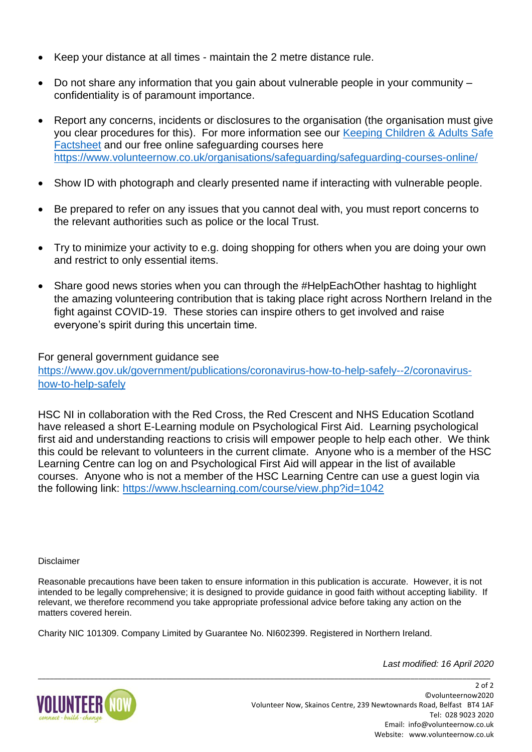- Keep your distance at all times - maintain the 2 metre distance rule.
- Do not share any information that you gain about vulnerable people in your community – confidentiality is of paramount importance.
- Report any concerns, incidents or disclosures to the organisation (the organisation must give you clear procedures for this). For more information see our Keeping Children & Adults Safe Factsheet and our free online safeguarding courses here https://www.volunteernow.co.uk/organisations/safeguarding/safeguarding-courses-online/
- Show ID with photograph and clearly presented name if interacting with vulnerable people.
- Be prepared to refer on any issues that you cannot deal with, you must report concerns to the relevant authorities such as police or the local Trust.
- Try to minimize your activity to e.g. doing shopping for others when you are doing your own and restrict to only essential items.
- Share good news stories when you can through the #HelpEachOther hashtag to highlight the amazing volunteering contribution that is taking place right across Northern Ireland in the fight against COVID-19. These stories can inspire others to get involved and raise everyone's spirit during this uncertain time.

For general government guidance see https://www.gov.uk/government/publications/coronavirus-how-to-help-safely--2/coronavirus-how-to-help-safely

HSC NI in collaboration with the Red Cross, the Red Crescent and NHS Education Scotland have released a short E-Learning module on Psychological First Aid. Learning psychological first aid and understanding reactions to crisis will empower people to help each other. We think this could be relevant to volunteers in the current climate. Anyone who is a member of the HSC Learning Centre can log on and Psychological First Aid will appear in the list of available courses. Anyone who is not a member of the HSC Learning Centre can use a guest login via the following link: https://www.hsclearning.com/course/view.php?id=1042

Disclaimer

Reasonable precautions have been taken to ensure information in this publication is accurate. However, it is not intended to be legally comprehensive; it is designed to provide guidance in good faith without accepting liability. If relevant, we therefore recommend you take appropriate professional advice before taking any action on the matters covered herein.

Charity NIC 101309. Company Limited by Guarantee No. NI602399. Registered in Northern Ireland.

*Last modified: 16 April 2020*

©volunteernow2020
Volunteer Now, Skainos Centre, 239 Newtownards Road, Belfast BT4 1AF
Tel: 028 9023 2020
Email: info@volunteernow.co.uk
Website: www.volunteernow.co.uk